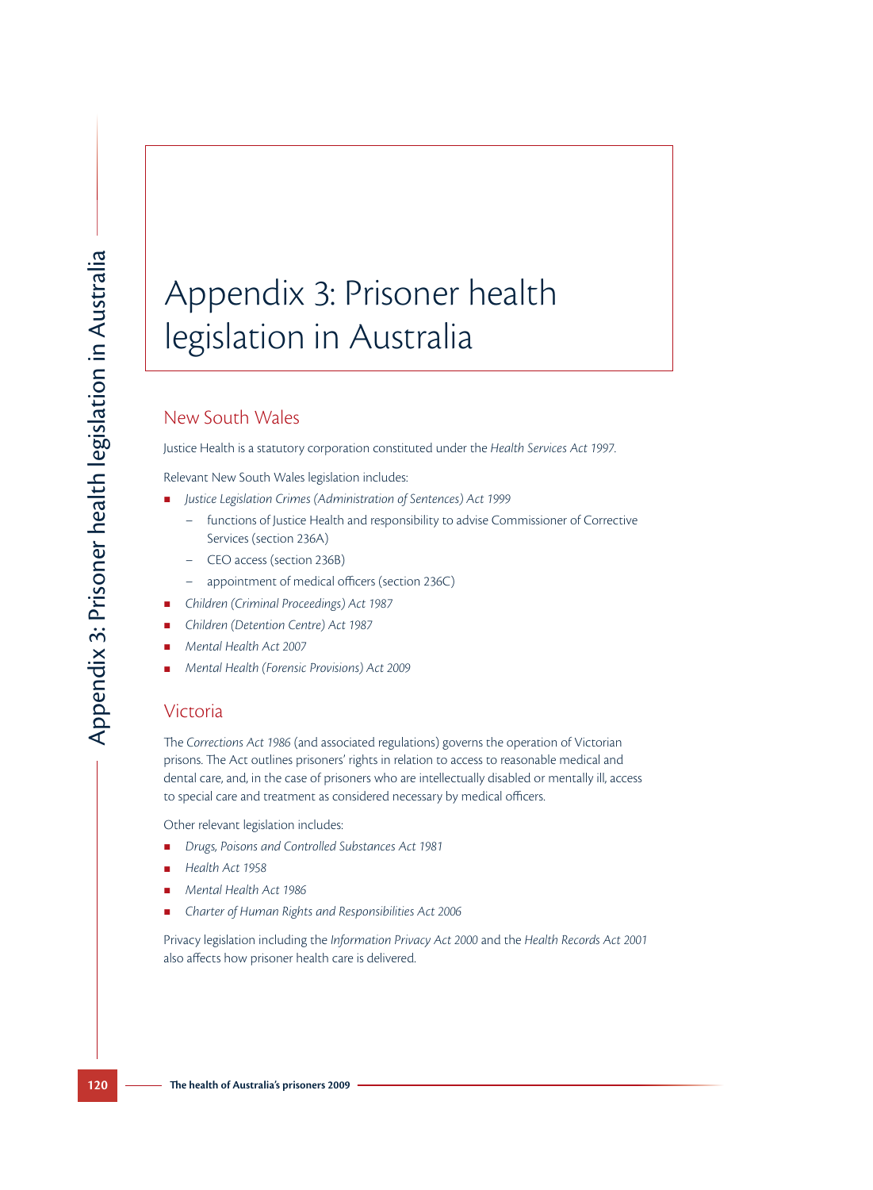# Appendix 3: Prisoner health legislation in Australia

## New South Wales

Justice Health is a statutory corporation constituted under the *Health Services Act 1997*.

Relevant New South Wales legislation includes:

- *Justice Legislation Crimes (Administration of Sentences) Act 1999*
  - functions of Justice Health and responsibility to advise Commissioner of Corrective Services (section 236A)
  - CEO access (section 236B)
  - appointment of medical officers (section 236C)
- *Children (Criminal Proceedings) Act 1987*
- *Children (Detention Centre) Act 1987*
- *Mental Health Act 2007*
- *Mental Health (Forensic Provisions) Act 2009*

## Victoria

The *Corrections Act 1986* (and associated regulations) governs the operation of Victorian prisons. The Act outlines prisoners' rights in relation to access to reasonable medical and dental care, and, in the case of prisoners who are intellectually disabled or mentally ill, access to special care and treatment as considered necessary by medical officers.

Other relevant legislation includes:

- *Drugs, Poisons and Controlled Substances Act 1981*
- *Health Act 1958*
- *Mental Health Act 1986*
- *Charter of Human Rights and Responsibilities Act 2006*

Privacy legislation including the *Information Privacy Act 2000* and the *Health Records Act 2001* also affects how prisoner health care is delivered.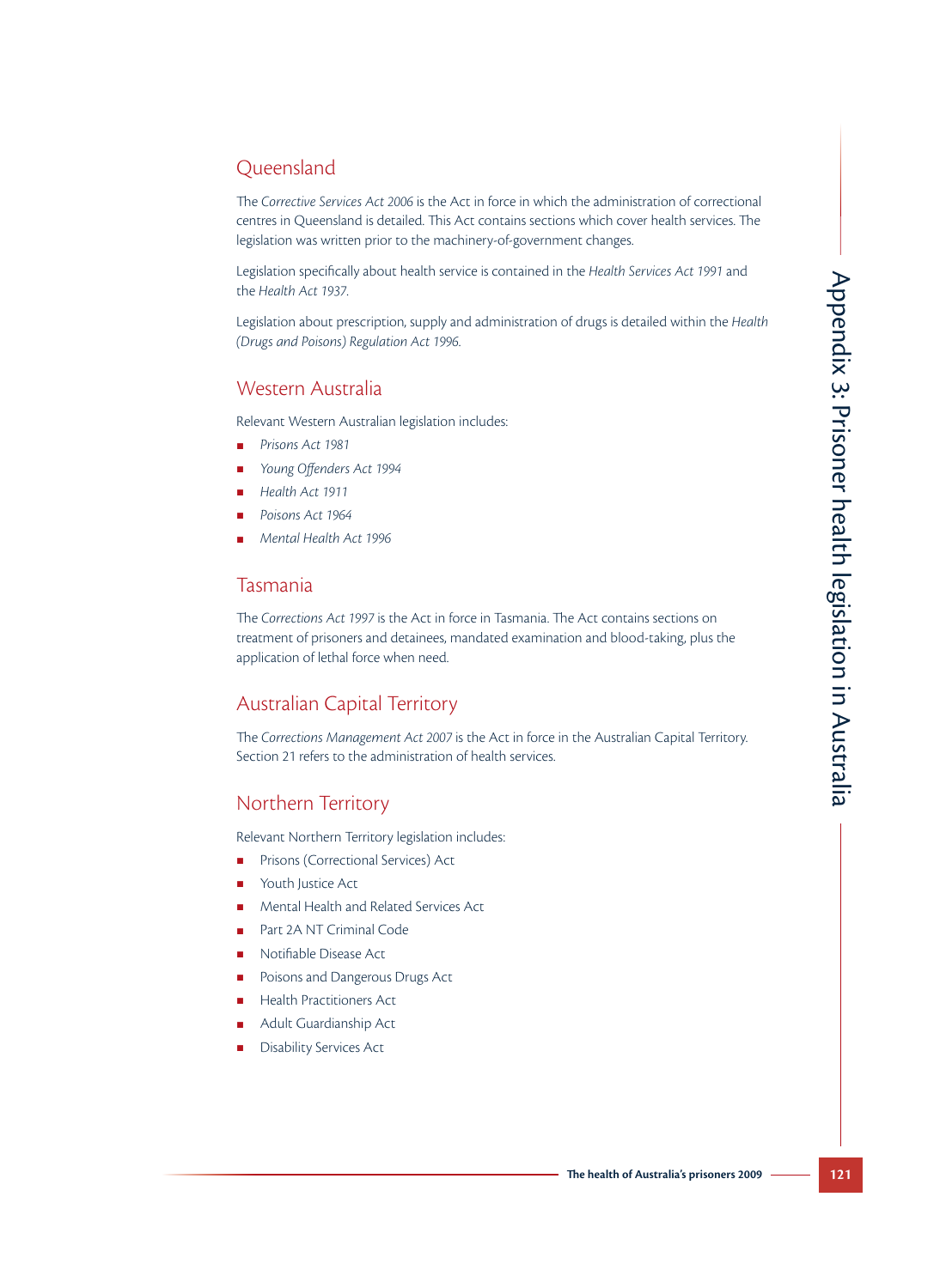## Queensland

The *Corrective Services Act 2006* is the Act in force in which the administration of correctional centres in Queensland is detailed. This Act contains sections which cover health services. The legislation was written prior to the machinery-of-government changes.

Legislation specifically about health service is contained in the *Health Services Act 1991* and the *Health Act 1937*.

Legislation about prescription, supply and administration of drugs is detailed within the *Health (Drugs and Poisons) Regulation Act 1996.*

## Western Australia

Relevant Western Australian legislation includes:

- *Prisons Act 1981*
- *Young Offenders Act 1994*
- *Health Act 1911*
- *Poisons Act 1964*
- *Mental Health Act 1996*

## Tasmania

The *Corrections Act 1997* is the Act in force in Tasmania. The Act contains sections on treatment of prisoners and detainees, mandated examination and blood-taking, plus the application of lethal force when need.

## Australian Capital Territory

The *Corrections Management Act 2007* is the Act in force in the Australian Capital Territory. Section 21 refers to the administration of health services.

## Northern Territory

Relevant Northern Territory legislation includes:

- Prisons (Correctional Services) Act
- Youth Justice Act
- Mental Health and Related Services Act
- Part 2A NT Criminal Code
- Notifiable Disease Act
- Poisons and Dangerous Drugs Act
- Health Practitioners Act
- Adult Guardianship Act
- Disability Services Act